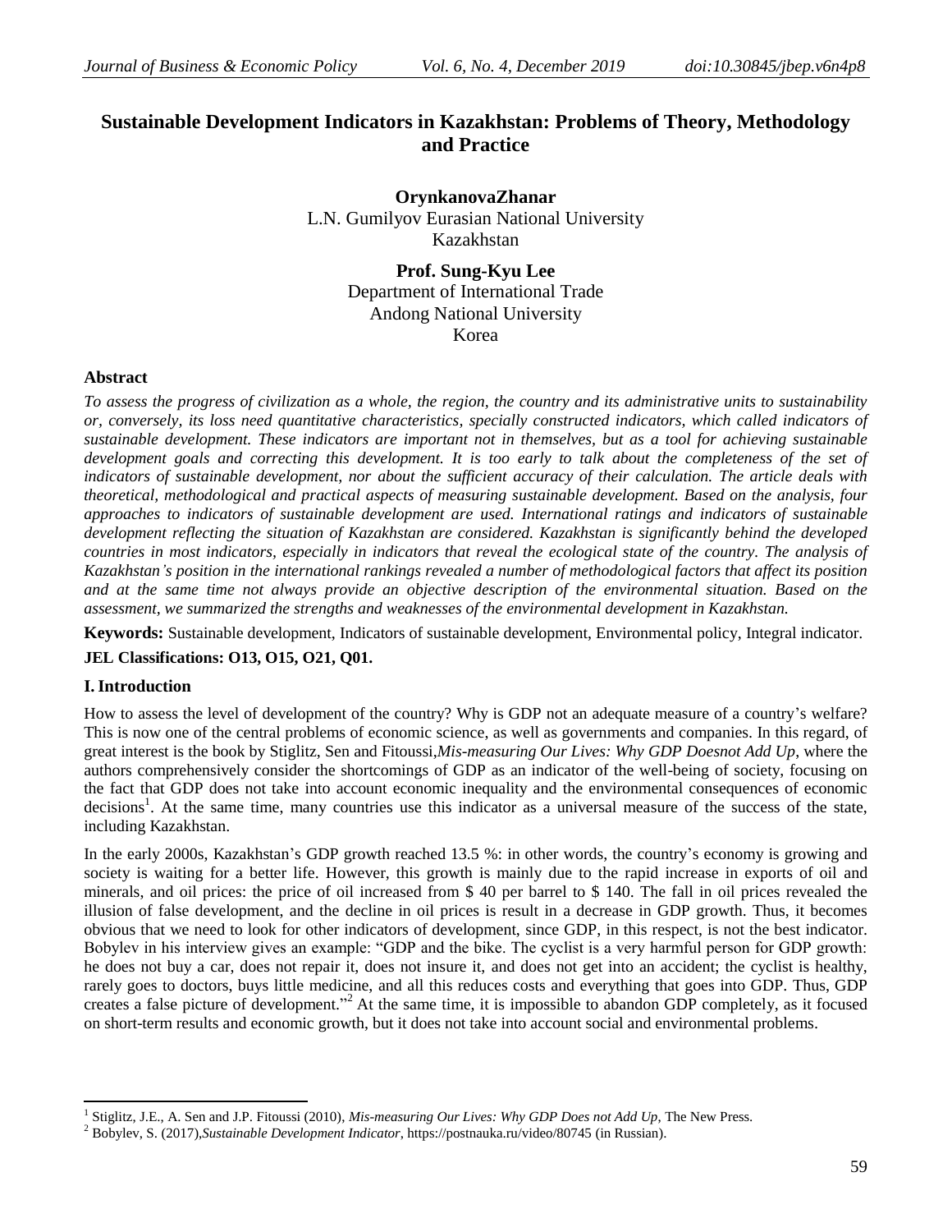# Sustainable Development Indicators in Kazakhstan: Problems of Theory, Methodology and Practice

**OrynkanovaZhanar**
L.N. Gumilyov Eurasian National University
Kazakhstan

**Prof. Sung-Kyu Lee**
Department of International Trade
Andong National University
Korea

## Abstract

*To assess the progress of civilization as a whole, the region, the country and its administrative units to sustainability or, conversely, its loss need quantitative characteristics, specially constructed indicators, which called indicators of sustainable development. These indicators are important not in themselves, but as a tool for achieving sustainable development goals and correcting this development. It is too early to talk about the completeness of the set of indicators of sustainable development, nor about the sufficient accuracy of their calculation. The article deals with theoretical, methodological and practical aspects of measuring sustainable development. Based on the analysis, four approaches to indicators of sustainable development are used. International ratings and indicators of sustainable development reflecting the situation of Kazakhstan are considered. Kazakhstan is significantly behind the developed countries in most indicators, especially in indicators that reveal the ecological state of the country. The analysis of Kazakhstan's position in the international rankings revealed a number of methodological factors that affect its position and at the same time not always provide an objective description of the environmental situation. Based on the assessment, we summarized the strengths and weaknesses of the environmental development in Kazakhstan.*

**Keywords:** Sustainable development, Indicators of sustainable development, Environmental policy, Integral indicator.

**JEL Classifications: O13, O15, O21, Q01.**

## I. Introduction

How to assess the level of development of the country? Why is GDP not an adequate measure of a country's welfare? This is now one of the central problems of economic science, as well as governments and companies. In this regard, of great interest is the book by Stiglitz, Sen and Fitoussi,*Mis-measuring Our Lives: Why GDP Doesnot Add Up*, where the authors comprehensively consider the shortcomings of GDP as an indicator of the well-being of society, focusing on the fact that GDP does not take into account economic inequality and the environmental consequences of economic decisions[1]. At the same time, many countries use this indicator as a universal measure of the success of the state, including Kazakhstan.

In the early 2000s, Kazakhstan's GDP growth reached 13.5 %: in other words, the country's economy is growing and society is waiting for a better life. However, this growth is mainly due to the rapid increase in exports of oil and minerals, and oil prices: the price of oil increased from $ 40 per barrel to $ 140. The fall in oil prices revealed the illusion of false development, and the decline in oil prices is result in a decrease in GDP growth. Thus, it becomes obvious that we need to look for other indicators of development, since GDP, in this respect, is not the best indicator. Bobylev in his interview gives an example: "GDP and the bike. The cyclist is a very harmful person for GDP growth: he does not buy a car, does not repair it, does not insure it, and does not get into an accident; the cyclist is healthy, rarely goes to doctors, buys little medicine, and all this reduces costs and everything that goes into GDP. Thus, GDP creates a false picture of development."[2] At the same time, it is impossible to abandon GDP completely, as it focused on short-term results and economic growth, but it does not take into account social and environmental problems.

---

[1] Stiglitz, J.E., A. Sen and J.P. Fitoussi (2010), *Mis-measuring Our Lives: Why GDP Does not Add Up*, The New Press.

[2] Bobylev, S. (2017),*Sustainable Development Indicator*, https://postnauka.ru/video/80745 (in Russian).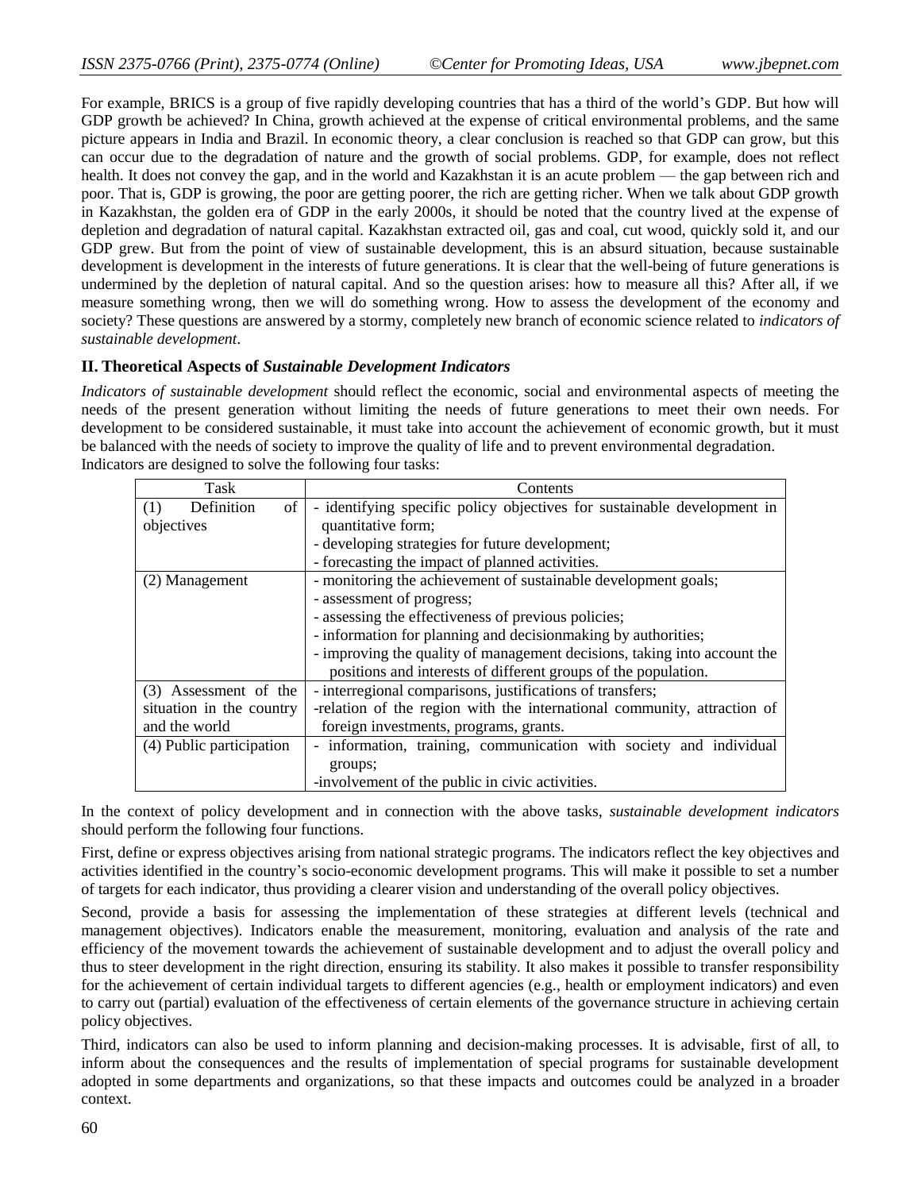For example, BRICS is a group of five rapidly developing countries that has a third of the world's GDP. But how will GDP growth be achieved? In China, growth achieved at the expense of critical environmental problems, and the same picture appears in India and Brazil. In economic theory, a clear conclusion is reached so that GDP can grow, but this can occur due to the degradation of nature and the growth of social problems. GDP, for example, does not reflect health. It does not convey the gap, and in the world and Kazakhstan it is an acute problem — the gap between rich and poor. That is, GDP is growing, the poor are getting poorer, the rich are getting richer. When we talk about GDP growth in Kazakhstan, the golden era of GDP in the early 2000s, it should be noted that the country lived at the expense of depletion and degradation of natural capital. Kazakhstan extracted oil, gas and coal, cut wood, quickly sold it, and our GDP grew. But from the point of view of sustainable development, this is an absurd situation, because sustainable development is development in the interests of future generations. It is clear that the well-being of future generations is undermined by the depletion of natural capital. And so the question arises: how to measure all this? After all, if we measure something wrong, then we will do something wrong. How to assess the development of the economy and society? These questions are answered by a stormy, completely new branch of economic science related to *indicators of sustainable development*.

## II. Theoretical Aspects of *Sustainable Development Indicators*

*Indicators of sustainable development* should reflect the economic, social and environmental aspects of meeting the needs of the present generation without limiting the needs of future generations to meet their own needs. For development to be considered sustainable, it must take into account the achievement of economic growth, but it must be balanced with the needs of society to improve the quality of life and to prevent environmental degradation.

Indicators are designed to solve the following four tasks:

| Task | Contents |
|---|---|
| (1) Definition of objectives | - identifying specific policy objectives for sustainable development in quantitative form;<br>- developing strategies for future development;<br>- forecasting the impact of planned activities. |
| (2) Management | - monitoring the achievement of sustainable development goals;<br>- assessment of progress;<br>- assessing the effectiveness of previous policies;<br>- information for planning and decisionmaking by authorities;<br>- improving the quality of management decisions, taking into account the positions and interests of different groups of the population. |
| (3) Assessment of the situation in the country and the world | - interregional comparisons, justifications of transfers;<br>-relation of the region with the international community, attraction of foreign investments, programs, grants. |
| (4) Public participation | - information, training, communication with society and individual groups;<br>-involvement of the public in civic activities. |

In the context of policy development and in connection with the above tasks, *sustainable development indicators* should perform the following four functions.

First, define or express objectives arising from national strategic programs. The indicators reflect the key objectives and activities identified in the country's socio-economic development programs. This will make it possible to set a number of targets for each indicator, thus providing a clearer vision and understanding of the overall policy objectives.

Second, provide a basis for assessing the implementation of these strategies at different levels (technical and management objectives). Indicators enable the measurement, monitoring, evaluation and analysis of the rate and efficiency of the movement towards the achievement of sustainable development and to adjust the overall policy and thus to steer development in the right direction, ensuring its stability. It also makes it possible to transfer responsibility for the achievement of certain individual targets to different agencies (e.g., health or employment indicators) and even to carry out (partial) evaluation of the effectiveness of certain elements of the governance structure in achieving certain policy objectives.

Third, indicators can also be used to inform planning and decision-making processes. It is advisable, first of all, to inform about the consequences and the results of implementation of special programs for sustainable development adopted in some departments and organizations, so that these impacts and outcomes could be analyzed in a broader context.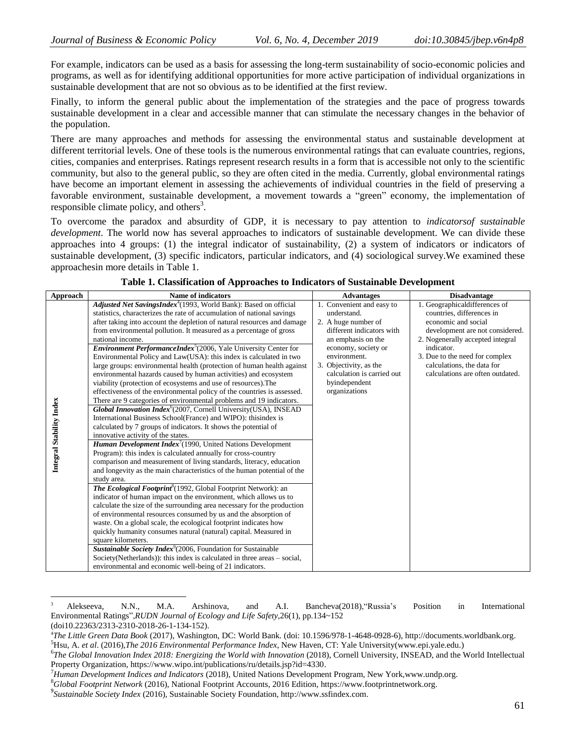For example, indicators can be used as a basis for assessing the long-term sustainability of socio-economic policies and programs, as well as for identifying additional opportunities for more active participation of individual organizations in sustainable development that are not so obvious as to be identified at the first review.

Finally, to inform the general public about the implementation of the strategies and the pace of progress towards sustainable development in a clear and accessible manner that can stimulate the necessary changes in the behavior of the population.

There are many approaches and methods for assessing the environmental status and sustainable development at different territorial levels. One of these tools is the numerous environmental ratings that can evaluate countries, regions, cities, companies and enterprises. Ratings represent research results in a form that is accessible not only to the scientific community, but also to the general public, so they are often cited in the media. Currently, global environmental ratings have become an important element in assessing the achievements of individual countries in the field of preserving a favorable environment, sustainable development, a movement towards a "green" economy, the implementation of responsible climate policy, and others[3].

To overcome the paradox and absurdity of GDP, it is necessary to pay attention to *indicatorsof sustainable development*. The world now has several approaches to indicators of sustainable development. We can divide these approaches into 4 groups: (1) the integral indicator of sustainability, (2) a system of indicators or indicators of sustainable development, (3) specific indicators, particular indicators, and (4) sociological survey.We examined these approachesin more details in Table 1.

**Table 1. Classification of Approaches to Indicators of Sustainable Development**

| Approach | Name of indicators | Advantages | Disadvantage |
|---|---|---|---|
| Integral Stability Index | ***Adjusted Net SavingsIndex***[4](1993, World Bank): Based on official statistics, characterizes the rate of accumulation of national savings after taking into account the depletion of natural resources and damage from environmental pollution. It measured as a percentage of gross national income. | 1. Convenient and easy to understand.<br>2. A huge number of different indicators with an emphasis on the economy, society or environment.<br>3. Objectivity, as the calculation is carried out byindependent organizations | 1. Geographicaldifferences of countries, differences in economic and social development are not considered.<br>2. Nogenerally accepted integral indicator.<br>3. Due to the need for complex calculations, the data for calculations are often outdated. |
| | ***Environment PerformanceIndex***[5](2006, Yale University Center for Environmental Policy and Law(USA): this index is calculated in two large groups: environmental health (protection of human health against environmental hazards caused by human activities) and ecosystem viability (protection of ecosystems and use of resources).The effectiveness of the environmental policy of the countries is assessed. There are 9 categories of environmental problems and 19 indicators. | | |
| | ***Global Innovation Index***[6](2007, Cornell University(USA), INSEAD International Business School(France) and WIPO): thisindex is calculated by 7 groups of indicators. It shows the potential of innovative activity of the states. | | |
| | ***Human Development Index***[7](1990, United Nations Development Program): this index is calculated annually for cross-country comparison and measurement of living standards, literacy, education and longevity as the main characteristics of the human potential of the study area. | | |
| | ***The Ecological Footprint***[8](1992, Global Footprint Network): an indicator of human impact on the environment, which allows us to calculate the size of the surrounding area necessary for the production of environmental resources consumed by us and the absorption of waste. On a global scale, the ecological footprint indicates how quickly humanity consumes natural (natural) capital. Measured in square kilometers. | | |
| | ***Sustainable Society Index***[9](2006, Foundation for Sustainable Society(Netherlands)): this index is calculated in three areas – social, environmental and economic well-being of 21 indicators. | | |

[3] Alekseeva, N.N., M.A. Arshinova, and A.I. Bancheva(2018),"Russia's Position in International Environmental Ratings",*RUDN Journal of Ecology and Life Safety*,26(1), pp.134~152 (doi10.22363/2313-2310-2018-26-1-134-152).

[4] *The Little Green Data Book* (2017), Washington, DC: World Bank. (doi: 10.1596/978-1-4648-0928-6), http://documents.worldbank.org.

[5] Hsu, A. *et al*. (2016),*The 2016 Environmental Performance Index*, New Haven, CT: Yale University(www.epi.yale.edu.)

[6] *The Global Innovation Index 2018: Energizing the World with Innovation* (2018), Cornell University, INSEAD, and the World Intellectual Property Organization, https://www.wipo.int/publications/ru/details.jsp?id=4330.

[7] *Human Development Indices and Indicators* (2018), United Nations Development Program, New York,www.undp.org.

[8] *Global Footprint Network* (2016), National Footprint Accounts, 2016 Edition, https://www.footprintnetwork.org.

[9] *Sustainable Society Index* (2016), Sustainable Society Foundation, http://www.ssfindex.com.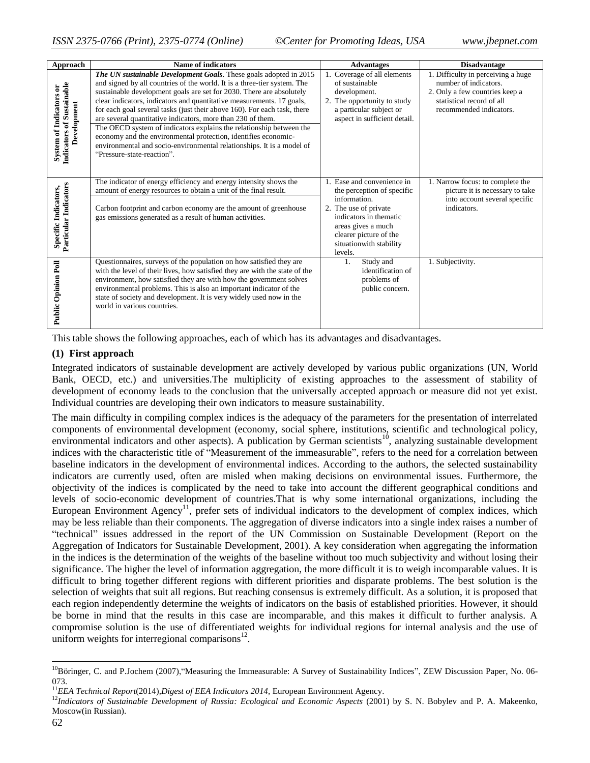| Approach | Name of indicators | Advantages | Disadvantage |
|---|---|---|---|
| System of Indicators or Indicators of Sustainable Development | ***The UN sustainable Development Goals***. These goals adopted in 2015 and signed by all countries of the world. It is a three-tier system. The sustainable development goals are set for 2030. There are absolutely clear indicators, indicators and quantitative measurements. 17 goals, for each goal several tasks (just their above 160). For each task, there are several quantitative indicators, more than 230 of them.<br>The OECD system of indicators explains the relationship between the economy and the environmental protection, identifies economic-environmental and socio-environmental relationships. It is a model of "Pressure-state-reaction". | 1. Coverage of all elements of sustainable development.<br>2. The opportunity to study a particular subject or aspect in sufficient detail. | 1. Difficulty in perceiving a huge number of indicators.<br>2. Only a few countries keep a statistical record of all recommended indicators. |
| Specific Indicators, Particular Indicators | The indicator of energy efficiency and energy intensity shows the amount of energy resources to obtain a unit of the final result.<br>Carbon footprint and carbon economy are the amount of greenhouse gas emissions generated as a result of human activities. | 1. Ease and convenience in the perception of specific information.<br>2. The use of private indicators in thematic areas gives a much clearer picture of the situationwith stability levels. | 1. Narrow focus: to complete the picture it is necessary to take into account several specific indicators. |
| Public Opinion Poll | Questionnaires, surveys of the population on how satisfied they are with the level of their lives, how satisfied they are with the state of the environment, how satisfied they are with how the government solves environmental problems. This is also an important indicator of the state of society and development. It is very widely used now in the world in various countries. | 1. Study and identification of problems of public concern. | 1. Subjectivity. |

This table shows the following approaches, each of which has its advantages and disadvantages.

**(1) First approach**

Integrated indicators of sustainable development are actively developed by various public organizations (UN, World Bank, OECD, etc.) and universities.The multiplicity of existing approaches to the assessment of stability of development of economy leads to the conclusion that the universally accepted approach or measure did not yet exist. Individual countries are developing their own indicators to measure sustainability.

The main difficulty in compiling complex indices is the adequacy of the parameters for the presentation of interrelated components of environmental development (economy, social sphere, institutions, scientific and technological policy, environmental indicators and other aspects). A publication by German scientists[10], analyzing sustainable development indices with the characteristic title of "Measurement of the immeasurable", refers to the need for a correlation between baseline indicators in the development of environmental indices. According to the authors, the selected sustainability indicators are currently used, often are misled when making decisions on environmental issues. Furthermore, the objectivity of the indices is complicated by the need to take into account the different geographical conditions and levels of socio-economic development of countries.That is why some international organizations, including the European Environment Agency[11], prefer sets of individual indicators to the development of complex indices, which may be less reliable than their components. The aggregation of diverse indicators into a single index raises a number of "technical" issues addressed in the report of the UN Commission on Sustainable Development (Report on the Aggregation of Indicators for Sustainable Development, 2001). A key consideration when aggregating the information in the indices is the determination of the weights of the baseline without too much subjectivity and without losing their significance. The higher the level of information aggregation, the more difficult it is to weigh incomparable values. It is difficult to bring together different regions with different priorities and disparate problems. The best solution is the selection of weights that suit all regions. But reaching consensus is extremely difficult. As a solution, it is proposed that each region independently determine the weights of indicators on the basis of established priorities. However, it should be borne in mind that the results in this case are incomparable, and this makes it difficult to further analysis. A compromise solution is the use of differentiated weights for individual regions for internal analysis and the use of uniform weights for interregional comparisons[12].

[10]Böringer, C. and P.Jochem (2007),"Measuring the Immeasurable: A Survey of Sustainability Indices", ZEW Discussion Paper, No. 06-073.

[11]*EEA Technical Report*(2014),*Digest of EEA Indicators 2014*, European Environment Agency.

[12]*Indicators of Sustainable Development of Russia: Ecological and Economic Aspects* (2001) by S. N. Bobylev and P. A. Makeenko, Moscow(in Russian).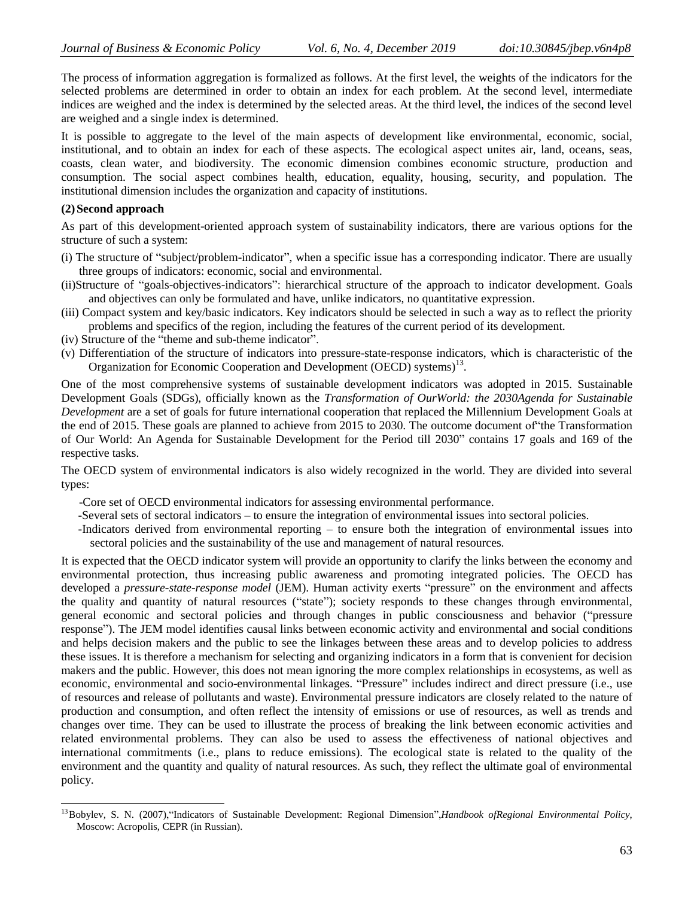The process of information aggregation is formalized as follows. At the first level, the weights of the indicators for the selected problems are determined in order to obtain an index for each problem. At the second level, intermediate indices are weighed and the index is determined by the selected areas. At the third level, the indices of the second level are weighed and a single index is determined.

It is possible to aggregate to the level of the main aspects of development like environmental, economic, social, institutional, and to obtain an index for each of these aspects. The ecological aspect unites air, land, oceans, seas, coasts, clean water, and biodiversity. The economic dimension combines economic structure, production and consumption. The social aspect combines health, education, equality, housing, security, and population. The institutional dimension includes the organization and capacity of institutions.

**(2) Second approach**

As part of this development-oriented approach system of sustainability indicators, there are various options for the structure of such a system:

(i) The structure of "subject/problem-indicator", when a specific issue has a corresponding indicator. There are usually three groups of indicators: economic, social and environmental.

(ii)Structure of "goals-objectives-indicators": hierarchical structure of the approach to indicator development. Goals and objectives can only be formulated and have, unlike indicators, no quantitative expression.

(iii) Compact system and key/basic indicators. Key indicators should be selected in such a way as to reflect the priority problems and specifics of the region, including the features of the current period of its development.

(iv) Structure of the "theme and sub-theme indicator".

(v) Differentiation of the structure of indicators into pressure-state-response indicators, which is characteristic of the Organization for Economic Cooperation and Development (OECD) systems)[13].

One of the most comprehensive systems of sustainable development indicators was adopted in 2015. Sustainable Development Goals (SDGs), officially known as the *Transformation of OurWorld: the 2030Agenda for Sustainable Development* are a set of goals for future international cooperation that replaced the Millennium Development Goals at the end of 2015. These goals are planned to achieve from 2015 to 2030. The outcome document of"the Transformation of Our World: An Agenda for Sustainable Development for the Period till 2030" contains 17 goals and 169 of the respective tasks.

The OECD system of environmental indicators is also widely recognized in the world. They are divided into several types:

-Core set of OECD environmental indicators for assessing environmental performance.

-Several sets of sectoral indicators – to ensure the integration of environmental issues into sectoral policies.

-Indicators derived from environmental reporting – to ensure both the integration of environmental issues into sectoral policies and the sustainability of the use and management of natural resources.

It is expected that the OECD indicator system will provide an opportunity to clarify the links between the economy and environmental protection, thus increasing public awareness and promoting integrated policies. The OECD has developed a *pressure-state-response model* (JEM). Human activity exerts "pressure" on the environment and affects the quality and quantity of natural resources ("state"); society responds to these changes through environmental, general economic and sectoral policies and through changes in public consciousness and behavior ("pressure response"). The JEM model identifies causal links between economic activity and environmental and social conditions and helps decision makers and the public to see the linkages between these areas and to develop policies to address these issues. It is therefore a mechanism for selecting and organizing indicators in a form that is convenient for decision makers and the public. However, this does not mean ignoring the more complex relationships in ecosystems, as well as economic, environmental and socio-environmental linkages. "Pressure" includes indirect and direct pressure (i.e., use of resources and release of pollutants and waste). Environmental pressure indicators are closely related to the nature of production and consumption, and often reflect the intensity of emissions or use of resources, as well as trends and changes over time. They can be used to illustrate the process of breaking the link between economic activities and related environmental problems. They can also be used to assess the effectiveness of national objectives and international commitments (i.e., plans to reduce emissions). The ecological state is related to the quality of the environment and the quantity and quality of natural resources. As such, they reflect the ultimate goal of environmental policy.

[13] Bobylev, S. N. (2007),"Indicators of Sustainable Development: Regional Dimension",*Handbook ofRegional Environmental Policy*, Moscow: Acropolis, CEPR (in Russian).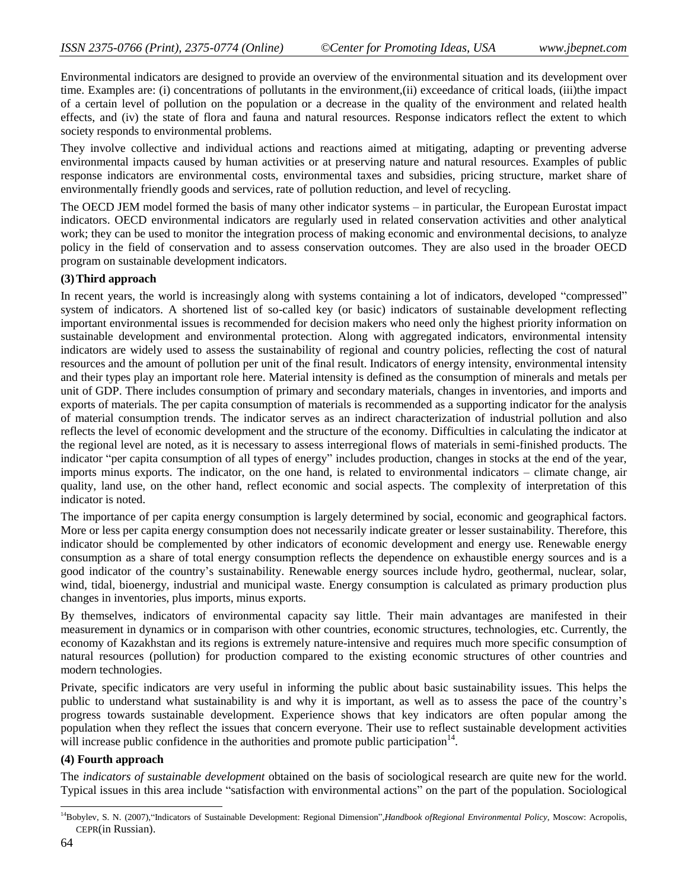Environmental indicators are designed to provide an overview of the environmental situation and its development over time. Examples are: (i) concentrations of pollutants in the environment,(ii) exceedance of critical loads, (iii)the impact of a certain level of pollution on the population or a decrease in the quality of the environment and related health effects, and (iv) the state of flora and fauna and natural resources. Response indicators reflect the extent to which society responds to environmental problems.

They involve collective and individual actions and reactions aimed at mitigating, adapting or preventing adverse environmental impacts caused by human activities or at preserving nature and natural resources. Examples of public response indicators are environmental costs, environmental taxes and subsidies, pricing structure, market share of environmentally friendly goods and services, rate of pollution reduction, and level of recycling.

The OECD JEM model formed the basis of many other indicator systems – in particular, the European Eurostat impact indicators. OECD environmental indicators are regularly used in related conservation activities and other analytical work; they can be used to monitor the integration process of making economic and environmental decisions, to analyze policy in the field of conservation and to assess conservation outcomes. They are also used in the broader OECD program on sustainable development indicators.

**(3) Third approach**

In recent years, the world is increasingly along with systems containing a lot of indicators, developed "compressed" system of indicators. A shortened list of so-called key (or basic) indicators of sustainable development reflecting important environmental issues is recommended for decision makers who need only the highest priority information on sustainable development and environmental protection. Along with aggregated indicators, environmental intensity indicators are widely used to assess the sustainability of regional and country policies, reflecting the cost of natural resources and the amount of pollution per unit of the final result. Indicators of energy intensity, environmental intensity and their types play an important role here. Material intensity is defined as the consumption of minerals and metals per unit of GDP. There includes consumption of primary and secondary materials, changes in inventories, and imports and exports of materials. The per capita consumption of materials is recommended as a supporting indicator for the analysis of material consumption trends. The indicator serves as an indirect characterization of industrial pollution and also reflects the level of economic development and the structure of the economy. Difficulties in calculating the indicator at the regional level are noted, as it is necessary to assess interregional flows of materials in semi-finished products. The indicator "per capita consumption of all types of energy" includes production, changes in stocks at the end of the year, imports minus exports. The indicator, on the one hand, is related to environmental indicators – climate change, air quality, land use, on the other hand, reflect economic and social aspects. The complexity of interpretation of this indicator is noted.

The importance of per capita energy consumption is largely determined by social, economic and geographical factors. More or less per capita energy consumption does not necessarily indicate greater or lesser sustainability. Therefore, this indicator should be complemented by other indicators of economic development and energy use. Renewable energy consumption as a share of total energy consumption reflects the dependence on exhaustible energy sources and is a good indicator of the country's sustainability. Renewable energy sources include hydro, geothermal, nuclear, solar, wind, tidal, bioenergy, industrial and municipal waste. Energy consumption is calculated as primary production plus changes in inventories, plus imports, minus exports.

By themselves, indicators of environmental capacity say little. Their main advantages are manifested in their measurement in dynamics or in comparison with other countries, economic structures, technologies, etc. Currently, the economy of Kazakhstan and its regions is extremely nature-intensive and requires much more specific consumption of natural resources (pollution) for production compared to the existing economic structures of other countries and modern technologies.

Private, specific indicators are very useful in informing the public about basic sustainability issues. This helps the public to understand what sustainability is and why it is important, as well as to assess the pace of the country's progress towards sustainable development. Experience shows that key indicators are often popular among the population when they reflect the issues that concern everyone. Their use to reflect sustainable development activities will increase public confidence in the authorities and promote public participation[14].

**(4) Fourth approach**

The *indicators of sustainable development* obtained on the basis of sociological research are quite new for the world. Typical issues in this area include "satisfaction with environmental actions" on the part of the population. Sociological

---

[14] Bobylev, S. N. (2007),"Indicators of Sustainable Development: Regional Dimension",*Handbook ofRegional Environmental Policy*, Moscow: Acropolis, CEPR(in Russian).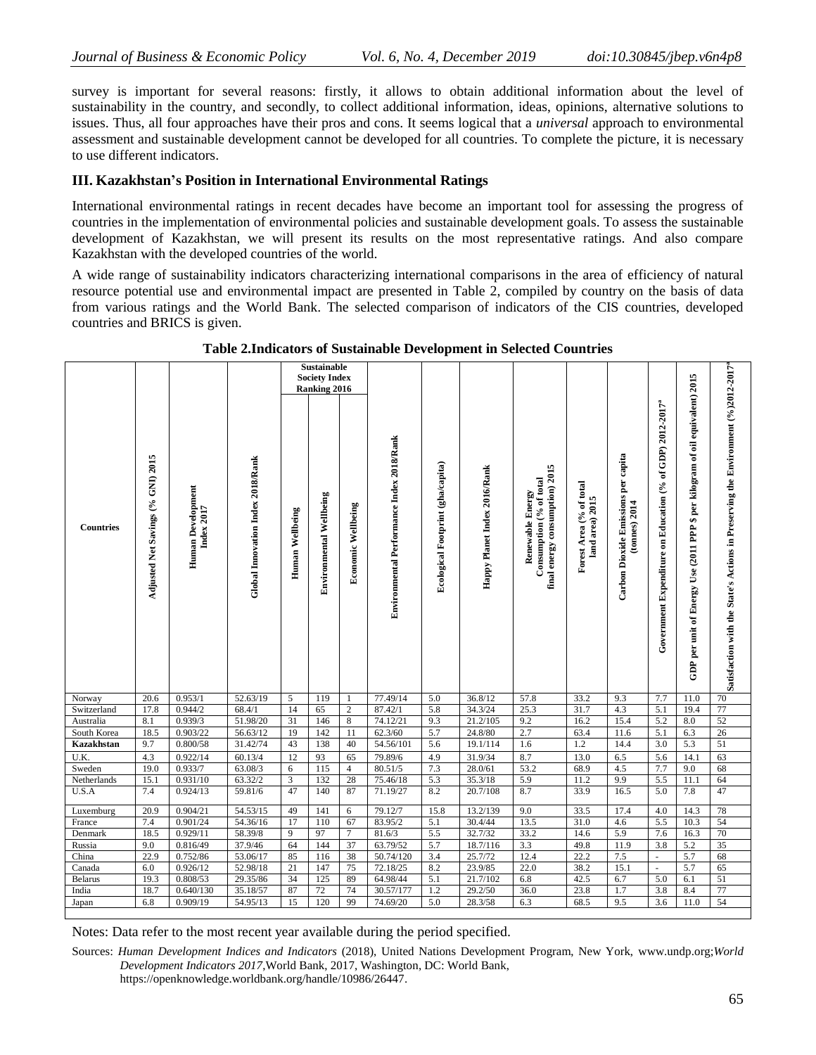survey is important for several reasons: firstly, it allows to obtain additional information about the level of sustainability in the country, and secondly, to collect additional information, ideas, opinions, alternative solutions to issues. Thus, all four approaches have their pros and cons. It seems logical that a *universal* approach to environmental assessment and sustainable development cannot be developed for all countries. To complete the picture, it is necessary to use different indicators.

### III. Kazakhstan's Position in International Environmental Ratings

International environmental ratings in recent decades have become an important tool for assessing the progress of countries in the implementation of environmental policies and sustainable development goals. To assess the sustainable development of Kazakhstan, we will present its results on the most representative ratings. And also compare Kazakhstan with the developed countries of the world.

A wide range of sustainability indicators characterizing international comparisons in the area of efficiency of natural resource potential use and environmental impact are presented in Table 2, compiled by country on the basis of data from various ratings and the World Bank. The selected comparison of indicators of the CIS countries, developed countries and BRICS is given.

**Table 2.Indicators of Sustainable Development in Selected Countries**

| Countries | Adjusted Net Savings (% GNI) 2015 | Human Development Index 2017 | Global Innovation Index 2018/Rank | Sustainable Society Index Ranking 2016 | | | Environmental Performance Index 2018/Rank | Ecological Footprint (gha/capita) | Happy Planet Index 2016/Rank | Renewable Energy Consumption (% of total final energy consumption) 2015 | Forest Area (% of total land area) 2015 | Carbon Dioxide Emissions per capita (tonnes) 2014 | Government Expenditure on Education (% of GDP) 2012-2017[a] | GDP per unit of Energy Use (2011 PPP $ per kilogram of oil equivalent) 2015 | Satisfaction with the State's Actions in Preserving the Environment (%)2012-2017[a] |
|---|---|---|---|---|---|---|---|---|---|---|---|---|---|---|---|
| | | | | Human Wellbeing | Environmental Wellbeing | Economic Wellbeing | | | | | | | | | |
| Norway | 20.6 | 0.953/1 | 52.63/19 | 5 | 119 | 1 | 77.49/14 | 5.0 | 36.8/12 | 57.8 | 33.2 | 9.3 | 7.7 | 11.0 | 70 |
| Switzerland | 17.8 | 0.944/2 | 68.4/1 | 14 | 65 | 2 | 87.42/1 | 5.8 | 34.3/24 | 25.3 | 31.7 | 4.3 | 5.1 | 19.4 | 77 |
| Australia | 8.1 | 0.939/3 | 51.98/20 | 31 | 146 | 8 | 74.12/21 | 9.3 | 21.2/105 | 9.2 | 16.2 | 15.4 | 5.2 | 8.0 | 52 |
| South Korea | 18.5 | 0.903/22 | 56.63/12 | 19 | 142 | 11 | 62.3/60 | 5.7 | 24.8/80 | 2.7 | 63.4 | 11.6 | 5.1 | 6.3 | 26 |
| **Kazakhstan** | 9.7 | 0.800/58 | 31.42/74 | 43 | 138 | 40 | 54.56/101 | 5.6 | 19.1/114 | 1.6 | 1.2 | 14.4 | 3.0 | 5.3 | 51 |
| U.K. | 4.3 | 0.922/14 | 60.13/4 | 12 | 93 | 65 | 79.89/6 | 4.9 | 31.9/34 | 8.7 | 13.0 | 6.5 | 5.6 | 14.1 | 63 |
| Sweden | 19.0 | 0.933/7 | 63.08/3 | 6 | 115 | 4 | 80.51/5 | 7.3 | 28.0/61 | 53.2 | 68.9 | 4.5 | 7.7 | 9.0 | 68 |
| Netherlands | 15.1 | 0.931/10 | 63.32/2 | 3 | 132 | 28 | 75.46/18 | 5.3 | 35.3/18 | 5.9 | 11.2 | 9.9 | 5.5 | 11.1 | 64 |
| U.S.A | 7.4 | 0.924/13 | 59.81/6 | 47 | 140 | 87 | 71.19/27 | 8.2 | 20.7/108 | 8.7 | 33.9 | 16.5 | 5.0 | 7.8 | 47 |
| Luxemburg | 20.9 | 0.904/21 | 54.53/15 | 49 | 141 | 6 | 79.12/7 | 15.8 | 13.2/139 | 9.0 | 33.5 | 17.4 | 4.0 | 14.3 | 78 |
| France | 7.4 | 0.901/24 | 54.36/16 | 17 | 110 | 67 | 83.95/2 | 5.1 | 30.4/44 | 13.5 | 31.0 | 4.6 | 5.5 | 10.3 | 54 |
| Denmark | 18.5 | 0.929/11 | 58.39/8 | 9 | 97 | 7 | 81.6/3 | 5.5 | 32.7/32 | 33.2 | 14.6 | 5.9 | 7.6 | 16.3 | 70 |
| Russia | 9.0 | 0.816/49 | 37.9/46 | 64 | 144 | 37 | 63.79/52 | 5.7 | 18.7/116 | 3.3 | 49.8 | 11.9 | 3.8 | 5.2 | 35 |
| China | 22.9 | 0.752/86 | 53.06/17 | 85 | 116 | 38 | 50.74/120 | 3.4 | 25.7/72 | 12.4 | 22.2 | 7.5 | - | 5.7 | 68 |
| Canada | 6.0 | 0.926/12 | 52.98/18 | 21 | 147 | 75 | 72.18/25 | 8.2 | 23.9/85 | 22.0 | 38.2 | 15.1 | - | 5.7 | 65 |
| Belarus | 19.3 | 0.808/53 | 29.35/86 | 34 | 125 | 89 | 64.98/44 | 5.1 | 21.7/102 | 6.8 | 42.5 | 6.7 | 5.0 | 6.1 | 51 |
| India | 18.7 | 0.640/130 | 35.18/57 | 87 | 72 | 74 | 30.57/177 | 1.2 | 29.2/50 | 36.0 | 23.8 | 1.7 | 3.8 | 8.4 | 77 |
| Japan | 6.8 | 0.909/19 | 54.95/13 | 15 | 120 | 99 | 74.69/20 | 5.0 | 28.3/58 | 6.3 | 68.5 | 9.5 | 3.6 | 11.0 | 54 |

Notes: Data refer to the most recent year available during the period specified.

Sources: *Human Development Indices and Indicators* (2018), United Nations Development Program, New York, www.undp.org;*World Development Indicators 2017*,World Bank, 2017, Washington, DC: World Bank, https://openknowledge.worldbank.org/handle/10986/26447.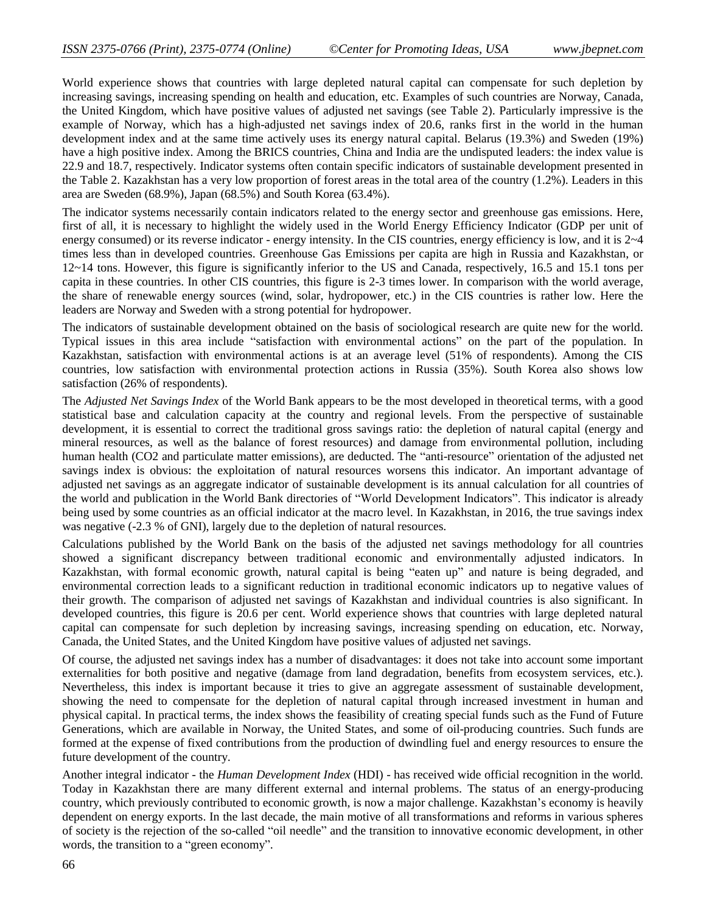World experience shows that countries with large depleted natural capital can compensate for such depletion by increasing savings, increasing spending on health and education, etc. Examples of such countries are Norway, Canada, the United Kingdom, which have positive values of adjusted net savings (see Table 2). Particularly impressive is the example of Norway, which has a high-adjusted net savings index of 20.6, ranks first in the world in the human development index and at the same time actively uses its energy natural capital. Belarus (19.3%) and Sweden (19%) have a high positive index. Among the BRICS countries, China and India are the undisputed leaders: the index value is 22.9 and 18.7, respectively. Indicator systems often contain specific indicators of sustainable development presented in the Table 2. Kazakhstan has a very low proportion of forest areas in the total area of the country (1.2%). Leaders in this area are Sweden (68.9%), Japan (68.5%) and South Korea (63.4%).

The indicator systems necessarily contain indicators related to the energy sector and greenhouse gas emissions. Here, first of all, it is necessary to highlight the widely used in the World Energy Efficiency Indicator (GDP per unit of energy consumed) or its reverse indicator - energy intensity. In the CIS countries, energy efficiency is low, and it is 2~4 times less than in developed countries. Greenhouse Gas Emissions per capita are high in Russia and Kazakhstan, or 12~14 tons. However, this figure is significantly inferior to the US and Canada, respectively, 16.5 and 15.1 tons per capita in these countries. In other CIS countries, this figure is 2-3 times lower. In comparison with the world average, the share of renewable energy sources (wind, solar, hydropower, etc.) in the CIS countries is rather low. Here the leaders are Norway and Sweden with a strong potential for hydropower.

The indicators of sustainable development obtained on the basis of sociological research are quite new for the world. Typical issues in this area include "satisfaction with environmental actions" on the part of the population. In Kazakhstan, satisfaction with environmental actions is at an average level (51% of respondents). Among the CIS countries, low satisfaction with environmental protection actions in Russia (35%). South Korea also shows low satisfaction (26% of respondents).

The *Adjusted Net Savings Index* of the World Bank appears to be the most developed in theoretical terms, with a good statistical base and calculation capacity at the country and regional levels. From the perspective of sustainable development, it is essential to correct the traditional gross savings ratio: the depletion of natural capital (energy and mineral resources, as well as the balance of forest resources) and damage from environmental pollution, including human health ($CO_2$ and particulate matter emissions), are deducted. The "anti-resource" orientation of the adjusted net savings index is obvious: the exploitation of natural resources worsens this indicator. An important advantage of adjusted net savings as an aggregate indicator of sustainable development is its annual calculation for all countries of the world and publication in the World Bank directories of "World Development Indicators". This indicator is already being used by some countries as an official indicator at the macro level. In Kazakhstan, in 2016, the true savings index was negative (-2.3 % of GNI), largely due to the depletion of natural resources.

Calculations published by the World Bank on the basis of the adjusted net savings methodology for all countries showed a significant discrepancy between traditional economic and environmentally adjusted indicators. In Kazakhstan, with formal economic growth, natural capital is being "eaten up" and nature is being degraded, and environmental correction leads to a significant reduction in traditional economic indicators up to negative values of their growth. The comparison of adjusted net savings of Kazakhstan and individual countries is also significant. In developed countries, this figure is 20.6 per cent. World experience shows that countries with large depleted natural capital can compensate for such depletion by increasing savings, increasing spending on education, etc. Norway, Canada, the United States, and the United Kingdom have positive values of adjusted net savings.

Of course, the adjusted net savings index has a number of disadvantages: it does not take into account some important externalities for both positive and negative (damage from land degradation, benefits from ecosystem services, etc.). Nevertheless, this index is important because it tries to give an aggregate assessment of sustainable development, showing the need to compensate for the depletion of natural capital through increased investment in human and physical capital. In practical terms, the index shows the feasibility of creating special funds such as the Fund of Future Generations, which are available in Norway, the United States, and some of oil-producing countries. Such funds are formed at the expense of fixed contributions from the production of dwindling fuel and energy resources to ensure the future development of the country.

Another integral indicator - the *Human Development Index* (HDI) - has received wide official recognition in the world. Today in Kazakhstan there are many different external and internal problems. The status of an energy-producing country, which previously contributed to economic growth, is now a major challenge. Kazakhstan's economy is heavily dependent on energy exports. In the last decade, the main motive of all transformations and reforms in various spheres of society is the rejection of the so-called "oil needle" and the transition to innovative economic development, in other words, the transition to a "green economy".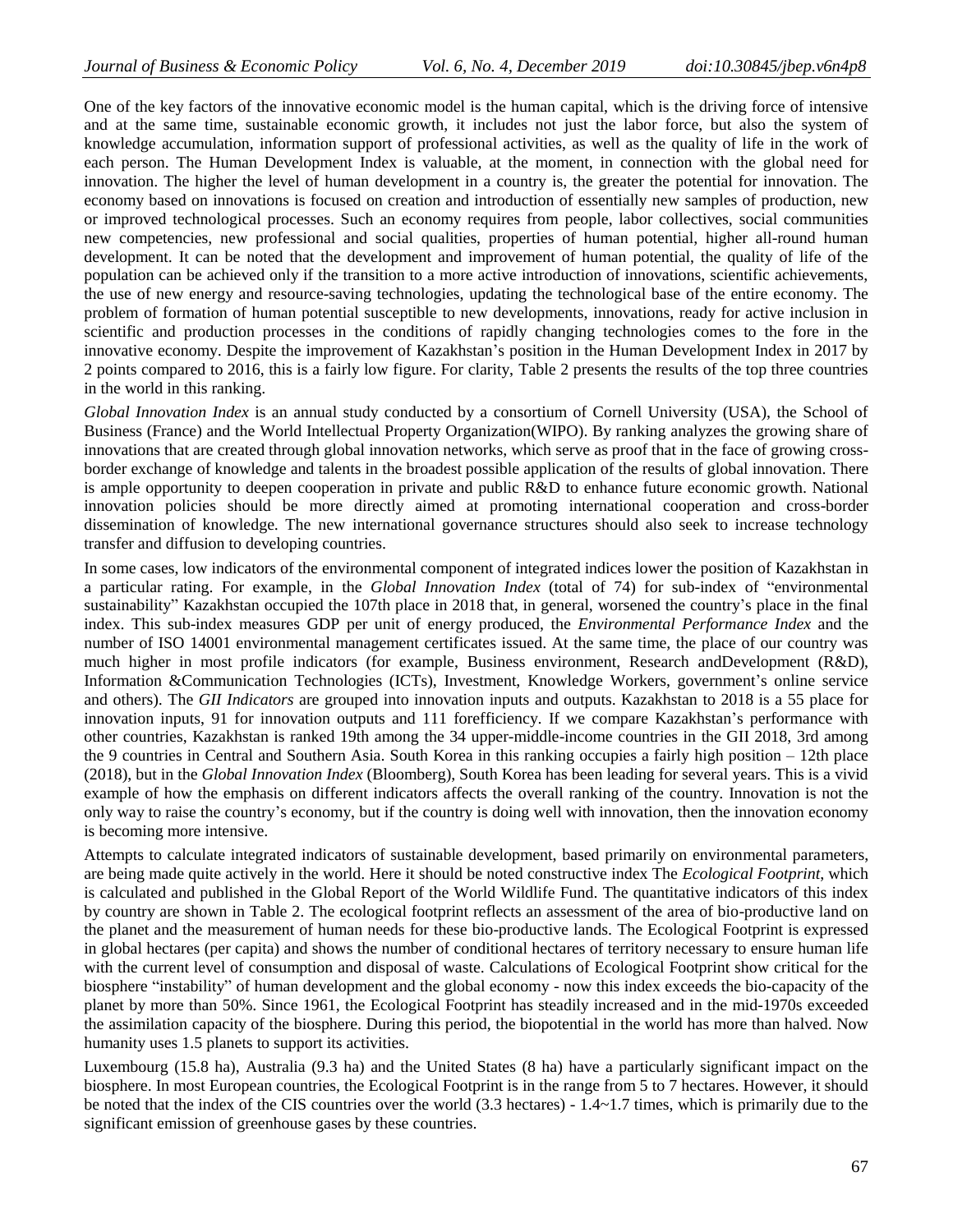One of the key factors of the innovative economic model is the human capital, which is the driving force of intensive and at the same time, sustainable economic growth, it includes not just the labor force, but also the system of knowledge accumulation, information support of professional activities, as well as the quality of life in the work of each person. The Human Development Index is valuable, at the moment, in connection with the global need for innovation. The higher the level of human development in a country is, the greater the potential for innovation. The economy based on innovations is focused on creation and introduction of essentially new samples of production, new or improved technological processes. Such an economy requires from people, labor collectives, social communities new competencies, new professional and social qualities, properties of human potential, higher all-round human development. It can be noted that the development and improvement of human potential, the quality of life of the population can be achieved only if the transition to a more active introduction of innovations, scientific achievements, the use of new energy and resource-saving technologies, updating the technological base of the entire economy. The problem of formation of human potential susceptible to new developments, innovations, ready for active inclusion in scientific and production processes in the conditions of rapidly changing technologies comes to the fore in the innovative economy. Despite the improvement of Kazakhstan's position in the Human Development Index in 2017 by 2 points compared to 2016, this is a fairly low figure. For clarity, Table 2 presents the results of the top three countries in the world in this ranking.

*Global Innovation Index* is an annual study conducted by a consortium of Cornell University (USA), the School of Business (France) and the World Intellectual Property Organization(WIPO). By ranking analyzes the growing share of innovations that are created through global innovation networks, which serve as proof that in the face of growing cross-border exchange of knowledge and talents in the broadest possible application of the results of global innovation. There is ample opportunity to deepen cooperation in private and public R&D to enhance future economic growth. National innovation policies should be more directly aimed at promoting international cooperation and cross-border dissemination of knowledge. The new international governance structures should also seek to increase technology transfer and diffusion to developing countries.

In some cases, low indicators of the environmental component of integrated indices lower the position of Kazakhstan in a particular rating. For example, in the *Global Innovation Index* (total of 74) for sub-index of "environmental sustainability" Kazakhstan occupied the 107th place in 2018 that, in general, worsened the country's place in the final index. This sub-index measures GDP per unit of energy produced, the *Environmental Performance Index* and the number of ISO 14001 environmental management certificates issued. At the same time, the place of our country was much higher in most profile indicators (for example, Business environment, Research andDevelopment (R&D), Information &Communication Technologies (ICTs), Investment, Knowledge Workers, government's online service and others). The *GII Indicators* are grouped into innovation inputs and outputs. Kazakhstan to 2018 is a 55 place for innovation inputs, 91 for innovation outputs and 111 forefficiency. If we compare Kazakhstan's performance with other countries, Kazakhstan is ranked 19th among the 34 upper-middle-income countries in the GII 2018, 3rd among the 9 countries in Central and Southern Asia. South Korea in this ranking occupies a fairly high position – 12th place (2018), but in the *Global Innovation Index* (Bloomberg), South Korea has been leading for several years. This is a vivid example of how the emphasis on different indicators affects the overall ranking of the country. Innovation is not the only way to raise the country's economy, but if the country is doing well with innovation, then the innovation economy is becoming more intensive.

Attempts to calculate integrated indicators of sustainable development, based primarily on environmental parameters, are being made quite actively in the world. Here it should be noted constructive index The *Ecological Footprint*, which is calculated and published in the Global Report of the World Wildlife Fund. The quantitative indicators of this index by country are shown in Table 2. The ecological footprint reflects an assessment of the area of bio-productive land on the planet and the measurement of human needs for these bio-productive lands. The Ecological Footprint is expressed in global hectares (per capita) and shows the number of conditional hectares of territory necessary to ensure human life with the current level of consumption and disposal of waste. Calculations of Ecological Footprint show critical for the biosphere "instability" of human development and the global economy - now this index exceeds the bio-capacity of the planet by more than 50%. Since 1961, the Ecological Footprint has steadily increased and in the mid-1970s exceeded the assimilation capacity of the biosphere. During this period, the biopotential in the world has more than halved. Now humanity uses 1.5 planets to support its activities.

Luxembourg (15.8 ha), Australia (9.3 ha) and the United States (8 ha) have a particularly significant impact on the biosphere. In most European countries, the Ecological Footprint is in the range from 5 to 7 hectares. However, it should be noted that the index of the CIS countries over the world (3.3 hectares) - 1.4~1.7 times, which is primarily due to the significant emission of greenhouse gases by these countries.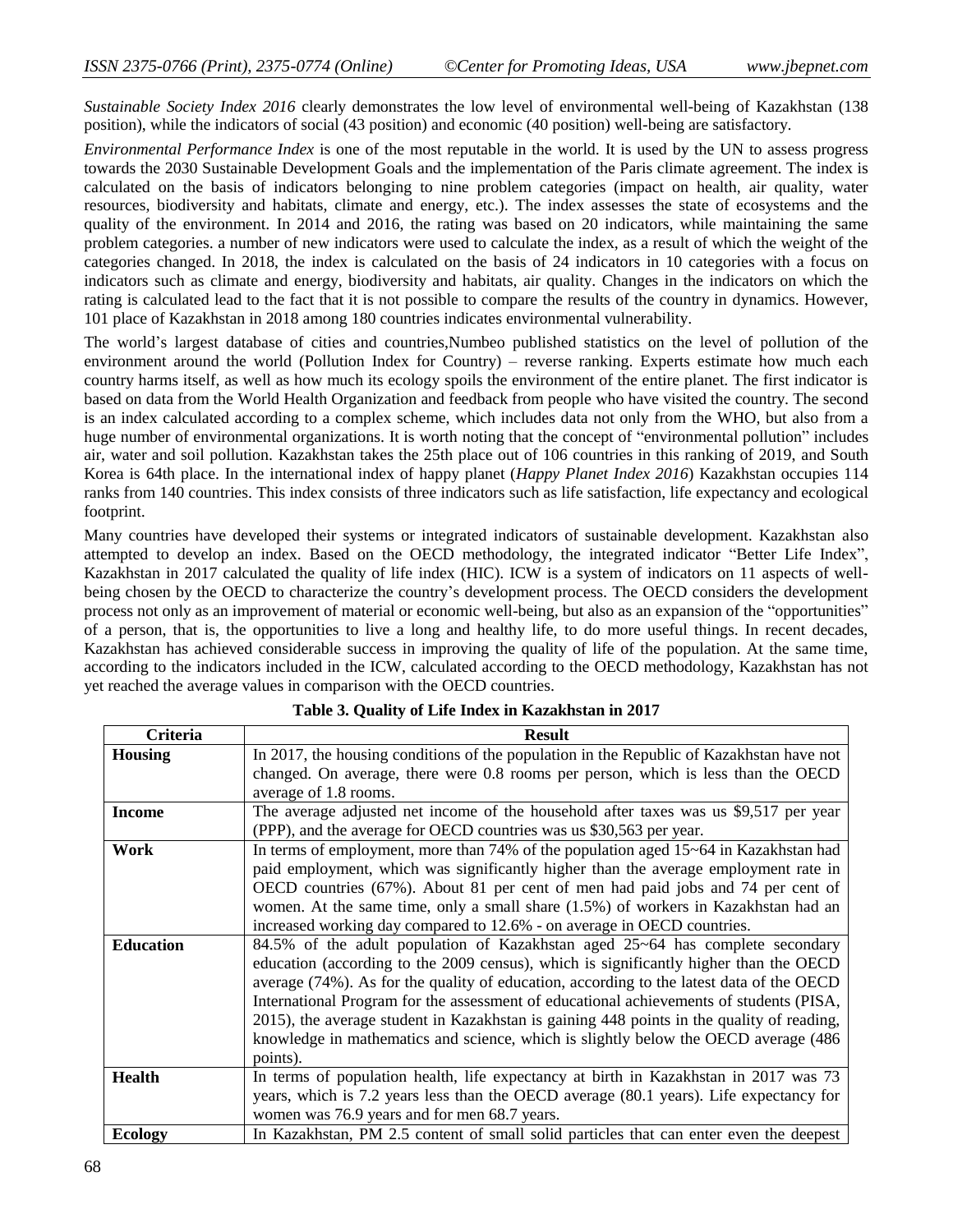*Sustainable Society Index 2016* clearly demonstrates the low level of environmental well-being of Kazakhstan (138 position), while the indicators of social (43 position) and economic (40 position) well-being are satisfactory.

*Environmental Performance Index* is one of the most reputable in the world. It is used by the UN to assess progress towards the 2030 Sustainable Development Goals and the implementation of the Paris climate agreement. The index is calculated on the basis of indicators belonging to nine problem categories (impact on health, air quality, water resources, biodiversity and habitats, climate and energy, etc.). The index assesses the state of ecosystems and the quality of the environment. In 2014 and 2016, the rating was based on 20 indicators, while maintaining the same problem categories. a number of new indicators were used to calculate the index, as a result of which the weight of the categories changed. In 2018, the index is calculated on the basis of 24 indicators in 10 categories with a focus on indicators such as climate and energy, biodiversity and habitats, air quality. Changes in the indicators on which the rating is calculated lead to the fact that it is not possible to compare the results of the country in dynamics. However, 101 place of Kazakhstan in 2018 among 180 countries indicates environmental vulnerability.

The world's largest database of cities and countries,Numbeo published statistics on the level of pollution of the environment around the world (Pollution Index for Country) – reverse ranking. Experts estimate how much each country harms itself, as well as how much its ecology spoils the environment of the entire planet. The first indicator is based on data from the World Health Organization and feedback from people who have visited the country. The second is an index calculated according to a complex scheme, which includes data not only from the WHO, but also from a huge number of environmental organizations. It is worth noting that the concept of "environmental pollution" includes air, water and soil pollution. Kazakhstan takes the 25th place out of 106 countries in this ranking of 2019, and South Korea is 64th place. In the international index of happy planet (*Happy Planet Index 2016*) Kazakhstan occupies 114 ranks from 140 countries. This index consists of three indicators such as life satisfaction, life expectancy and ecological footprint.

Many countries have developed their systems or integrated indicators of sustainable development. Kazakhstan also attempted to develop an index. Based on the OECD methodology, the integrated indicator "Better Life Index", Kazakhstan in 2017 calculated the quality of life index (HIC). ICW is a system of indicators on 11 aspects of well-being chosen by the OECD to characterize the country's development process. The OECD considers the development process not only as an improvement of material or economic well-being, but also as an expansion of the "opportunities" of a person, that is, the opportunities to live a long and healthy life, to do more useful things. In recent decades, Kazakhstan has achieved considerable success in improving the quality of life of the population. At the same time, according to the indicators included in the ICW, calculated according to the OECD methodology, Kazakhstan has not yet reached the average values in comparison with the OECD countries.

**Table 3. Quality of Life Index in Kazakhstan in 2017**

| Criteria | Result |
|---|---|
| **Housing** | In 2017, the housing conditions of the population in the Republic of Kazakhstan have not changed. On average, there were 0.8 rooms per person, which is less than the OECD average of 1.8 rooms. |
| **Income** | The average adjusted net income of the household after taxes was us $9,517 per year (PPP), and the average for OECD countries was us $30,563 per year. |
| **Work** | In terms of employment, more than 74% of the population aged 15~64 in Kazakhstan had paid employment, which was significantly higher than the average employment rate in OECD countries (67%). About 81 per cent of men had paid jobs and 74 per cent of women. At the same time, only a small share (1.5%) of workers in Kazakhstan had an increased working day compared to 12.6% - on average in OECD countries. |
| **Education** | 84.5% of the adult population of Kazakhstan aged 25~64 has complete secondary education (according to the 2009 census), which is significantly higher than the OECD average (74%). As for the quality of education, according to the latest data of the OECD International Program for the assessment of educational achievements of students (PISA, 2015), the average student in Kazakhstan is gaining 448 points in the quality of reading, knowledge in mathematics and science, which is slightly below the OECD average (486 points). |
| **Health** | In terms of population health, life expectancy at birth in Kazakhstan in 2017 was 73 years, which is 7.2 years less than the OECD average (80.1 years). Life expectancy for women was 76.9 years and for men 68.7 years. |
| **Ecology** | In Kazakhstan, PM 2.5 content of small solid particles that can enter even the deepest |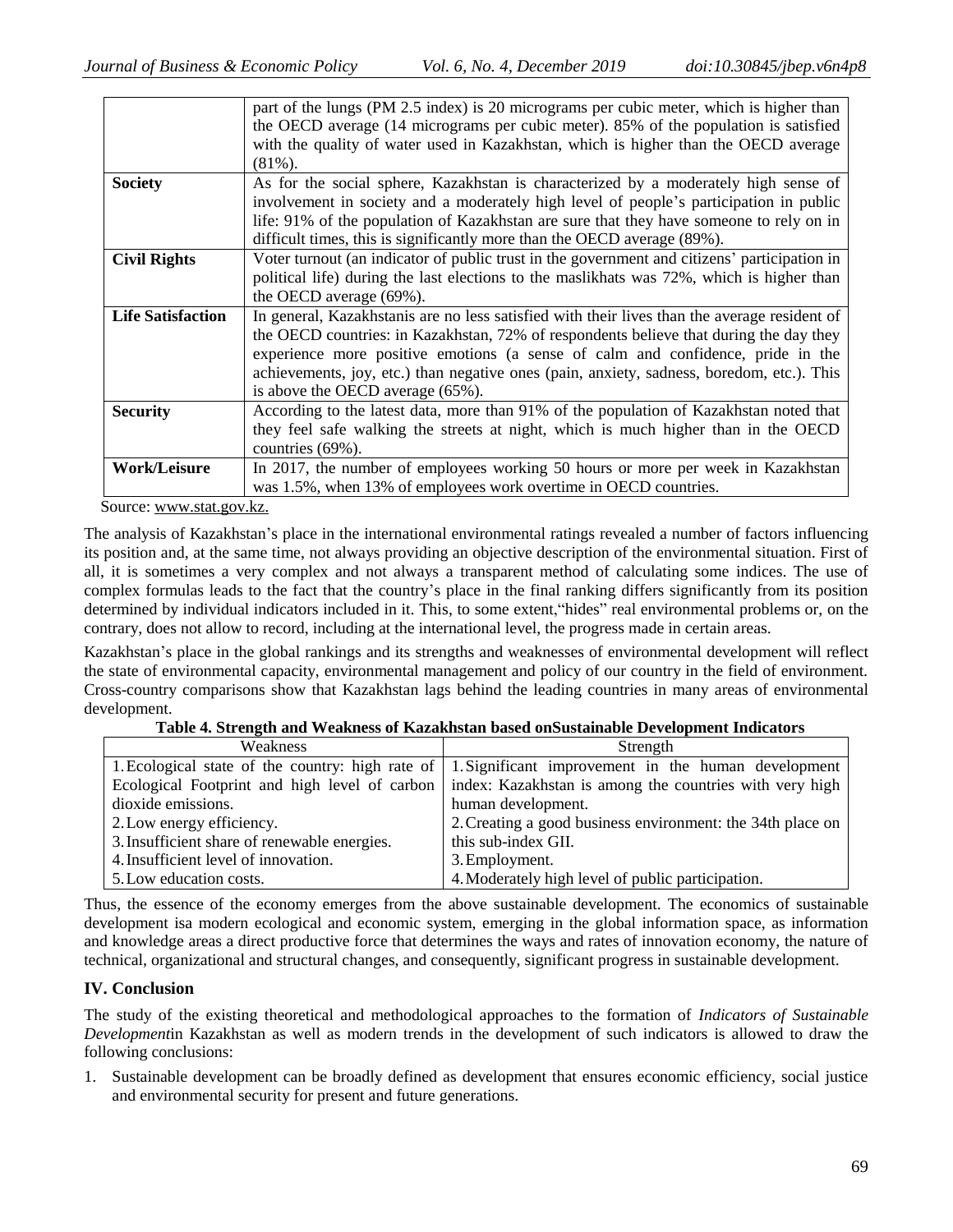| | |
|---|---|
| | part of the lungs (PM 2.5 index) is 20 micrograms per cubic meter, which is higher than the OECD average (14 micrograms per cubic meter). 85% of the population is satisfied with the quality of water used in Kazakhstan, which is higher than the OECD average (81%). |
| **Society** | As for the social sphere, Kazakhstan is characterized by a moderately high sense of involvement in society and a moderately high level of people's participation in public life: 91% of the population of Kazakhstan are sure that they have someone to rely on in difficult times, this is significantly more than the OECD average (89%). |
| **Civil Rights** | Voter turnout (an indicator of public trust in the government and citizens' participation in political life) during the last elections to the maslikhats was 72%, which is higher than the OECD average (69%). |
| **Life Satisfaction** | In general, Kazakhstanis are no less satisfied with their lives than the average resident of the OECD countries: in Kazakhstan, 72% of respondents believe that during the day they experience more positive emotions (a sense of calm and confidence, pride in the achievements, joy, etc.) than negative ones (pain, anxiety, sadness, boredom, etc.). This is above the OECD average (65%). |
| **Security** | According to the latest data, more than 91% of the population of Kazakhstan noted that they feel safe walking the streets at night, which is much higher than in the OECD countries (69%). |
| **Work/Leisure** | In 2017, the number of employees working 50 hours or more per week in Kazakhstan was 1.5%, when 13% of employees work overtime in OECD countries. |

Source: www.stat.gov.kz.

The analysis of Kazakhstan's place in the international environmental ratings revealed a number of factors influencing its position and, at the same time, not always providing an objective description of the environmental situation. First of all, it is sometimes a very complex and not always a transparent method of calculating some indices. The use of complex formulas leads to the fact that the country's place in the final ranking differs significantly from its position determined by individual indicators included in it. This, to some extent,"hides" real environmental problems or, on the contrary, does not allow to record, including at the international level, the progress made in certain areas.

Kazakhstan's place in the global rankings and its strengths and weaknesses of environmental development will reflect the state of environmental capacity, environmental management and policy of our country in the field of environment. Cross-country comparisons show that Kazakhstan lags behind the leading countries in many areas of environmental development.

**Table 4. Strength and Weakness of Kazakhstan based onSustainable Development Indicators**

| Weakness | Strength |
|---|---|
| 1. Ecological state of the country: high rate of Ecological Footprint and high level of carbon dioxide emissions. | 1. Significant improvement in the human development index: Kazakhstan is among the countries with very high human development. |
| 2. Low energy efficiency. | 2. Creating a good business environment: the 34th place on this sub-index GII. |
| 3. Insufficient share of renewable energies. | 3. Employment. |
| 4. Insufficient level of innovation. | 4. Moderately high level of public participation. |
| 5. Low education costs. | |

Thus, the essence of the economy emerges from the above sustainable development. The economics of sustainable development isa modern ecological and economic system, emerging in the global information space, as information and knowledge areas a direct productive force that determines the ways and rates of innovation economy, the nature of technical, organizational and structural changes, and consequently, significant progress in sustainable development.

## IV. Conclusion

The study of the existing theoretical and methodological approaches to the formation of *Indicators of Sustainable Development*in Kazakhstan as well as modern trends in the development of such indicators is allowed to draw the following conclusions:

1. Sustainable development can be broadly defined as development that ensures economic efficiency, social justice and environmental security for present and future generations.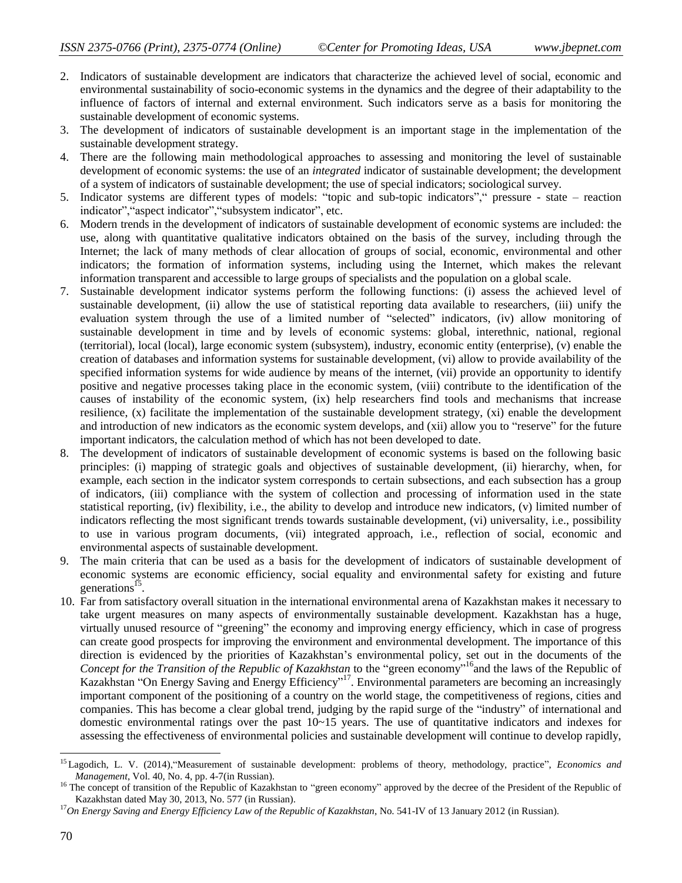2. Indicators of sustainable development are indicators that characterize the achieved level of social, economic and environmental sustainability of socio-economic systems in the dynamics and the degree of their adaptability to the influence of factors of internal and external environment. Such indicators serve as a basis for monitoring the sustainable development of economic systems.
3. The development of indicators of sustainable development is an important stage in the implementation of the sustainable development strategy.
4. There are the following main methodological approaches to assessing and monitoring the level of sustainable development of economic systems: the use of an *integrated* indicator of sustainable development; the development of a system of indicators of sustainable development; the use of special indicators; sociological survey.
5. Indicator systems are different types of models: "topic and sub-topic indicators"," pressure - state – reaction indicator","aspect indicator","subsystem indicator", etc.
6. Modern trends in the development of indicators of sustainable development of economic systems are included: the use, along with quantitative qualitative indicators obtained on the basis of the survey, including through the Internet; the lack of many methods of clear allocation of groups of social, economic, environmental and other indicators; the formation of information systems, including using the Internet, which makes the relevant information transparent and accessible to large groups of specialists and the population on a global scale.
7. Sustainable development indicator systems perform the following functions: (i) assess the achieved level of sustainable development, (ii) allow the use of statistical reporting data available to researchers, (iii) unify the evaluation system through the use of a limited number of "selected" indicators, (iv) allow monitoring of sustainable development in time and by levels of economic systems: global, interethnic, national, regional (territorial), local (local), large economic system (subsystem), industry, economic entity (enterprise), (v) enable the creation of databases and information systems for sustainable development, (vi) allow to provide availability of the specified information systems for wide audience by means of the internet, (vii) provide an opportunity to identify positive and negative processes taking place in the economic system, (viii) contribute to the identification of the causes of instability of the economic system, (ix) help researchers find tools and mechanisms that increase resilience, (x) facilitate the implementation of the sustainable development strategy, (xi) enable the development and introduction of new indicators as the economic system develops, and (xii) allow you to "reserve" for the future important indicators, the calculation method of which has not been developed to date.
8. The development of indicators of sustainable development of economic systems is based on the following basic principles: (i) mapping of strategic goals and objectives of sustainable development, (ii) hierarchy, when, for example, each section in the indicator system corresponds to certain subsections, and each subsection has a group of indicators, (iii) compliance with the system of collection and processing of information used in the state statistical reporting, (iv) flexibility, i.e., the ability to develop and introduce new indicators, (v) limited number of indicators reflecting the most significant trends towards sustainable development, (vi) universality, i.e., possibility to use in various program documents, (vii) integrated approach, i.e., reflection of social, economic and environmental aspects of sustainable development.
9. The main criteria that can be used as a basis for the development of indicators of sustainable development of economic systems are economic efficiency, social equality and environmental safety for existing and future generations[15].
10. Far from satisfactory overall situation in the international environmental arena of Kazakhstan makes it necessary to take urgent measures on many aspects of environmentally sustainable development. Kazakhstan has a huge, virtually unused resource of "greening" the economy and improving energy efficiency, which in case of progress can create good prospects for improving the environment and environmental development. The importance of this direction is evidenced by the priorities of Kazakhstan's environmental policy, set out in the documents of the *Concept for the Transition of the Republic of Kazakhstan* to the "green economy"[16]and the laws of the Republic of Kazakhstan "On Energy Saving and Energy Efficiency"[17]. Environmental parameters are becoming an increasingly important component of the positioning of a country on the world stage, the competitiveness of regions, cities and companies. This has become a clear global trend, judging by the rapid surge of the "industry" of international and domestic environmental ratings over the past 10~15 years. The use of quantitative indicators and indexes for assessing the effectiveness of environmental policies and sustainable development will continue to develop rapidly,

---

[15] Lagodich, L. V. (2014),"Measurement of sustainable development: problems of theory, methodology, practice", *Economics and Management*, Vol. 40, No. 4, pp. 4-7(in Russian).

[16] The concept of transition of the Republic of Kazakhstan to "green economy" approved by the decree of the President of the Republic of Kazakhstan dated May 30, 2013, No. 577 (in Russian).

[17] *On Energy Saving and Energy Efficiency Law of the Republic of Kazakhstan*, No. 541-IV of 13 January 2012 (in Russian).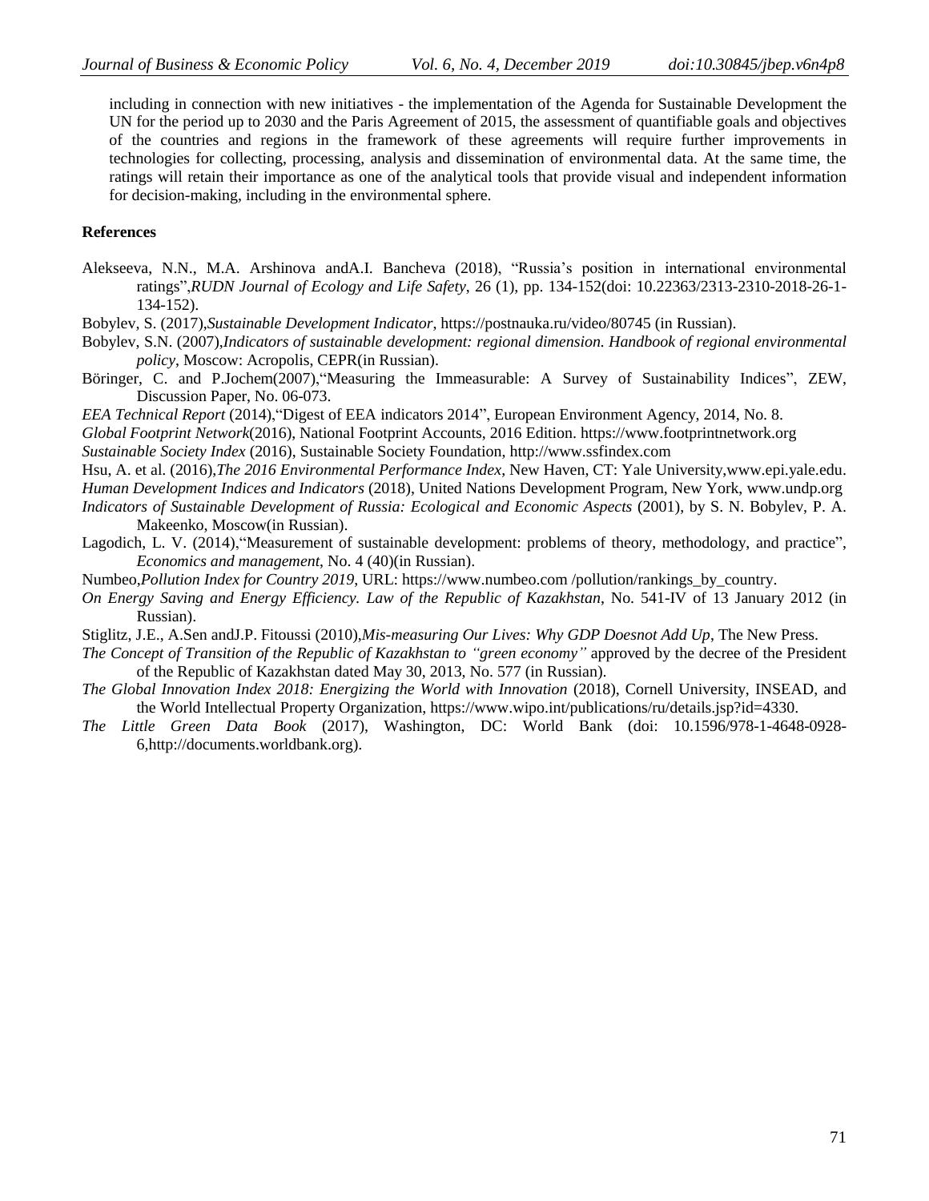including in connection with new initiatives - the implementation of the Agenda for Sustainable Development the UN for the period up to 2030 and the Paris Agreement of 2015, the assessment of quantifiable goals and objectives of the countries and regions in the framework of these agreements will require further improvements in technologies for collecting, processing, analysis and dissemination of environmental data. At the same time, the ratings will retain their importance as one of the analytical tools that provide visual and independent information for decision-making, including in the environmental sphere.

**References**

Alekseeva, N.N., M.A. Arshinova andA.I. Bancheva (2018), "Russia's position in international environmental ratings",*RUDN Journal of Ecology and Life Safety*, 26 (1), pp. 134-152(doi: 10.22363/2313-2310-2018-26-1-134-152).

Bobylev, S. (2017),*Sustainable Development Indicator*, https://postnauka.ru/video/80745 (in Russian).

Bobylev, S.N. (2007),*Indicators of sustainable development: regional dimension. Handbook of regional environmental policy*, Moscow: Acropolis, CEPR(in Russian).

Böringer, C. and P.Jochem(2007),"Measuring the Immeasurable: A Survey of Sustainability Indices", ZEW, Discussion Paper, No. 06-073.

*EEA Technical Report* (2014),"Digest of EEA indicators 2014", European Environment Agency, 2014, No. 8.

*Global Footprint Network*(2016), National Footprint Accounts, 2016 Edition. https://www.footprintnetwork.org

*Sustainable Society Index* (2016), Sustainable Society Foundation, http://www.ssfindex.com

Hsu, A. et al. (2016),*The 2016 Environmental Performance Index*, New Haven, CT: Yale University,www.epi.yale.edu.

*Human Development Indices and Indicators* (2018), United Nations Development Program, New York, www.undp.org

*Indicators of Sustainable Development of Russia: Ecological and Economic Aspects* (2001), by S. N. Bobylev, P. A. Makeenko, Moscow(in Russian).

Lagodich, L. V. (2014),"Measurement of sustainable development: problems of theory, methodology, and practice", *Economics and management*, No. 4 (40)(in Russian).

Numbeo,*Pollution Index for Country 2019*, URL: https://www.numbeo.com /pollution/rankings_by_country.

*On Energy Saving and Energy Efficiency. Law of the Republic of Kazakhstan*, No. 541-IV of 13 January 2012 (in Russian).

Stiglitz, J.E., A.Sen andJ.P. Fitoussi (2010),*Mis-measuring Our Lives: Why GDP Doesnot Add Up*, The New Press.

*The Concept of Transition of the Republic of Kazakhstan to "green economy"* approved by the decree of the President of the Republic of Kazakhstan dated May 30, 2013, No. 577 (in Russian).

*The Global Innovation Index 2018: Energizing the World with Innovation* (2018), Cornell University, INSEAD, and the World Intellectual Property Organization, https://www.wipo.int/publications/ru/details.jsp?id=4330.

*The Little Green Data Book* (2017), Washington, DC: World Bank (doi: 10.1596/978-1-4648-0928-6,http://documents.worldbank.org).